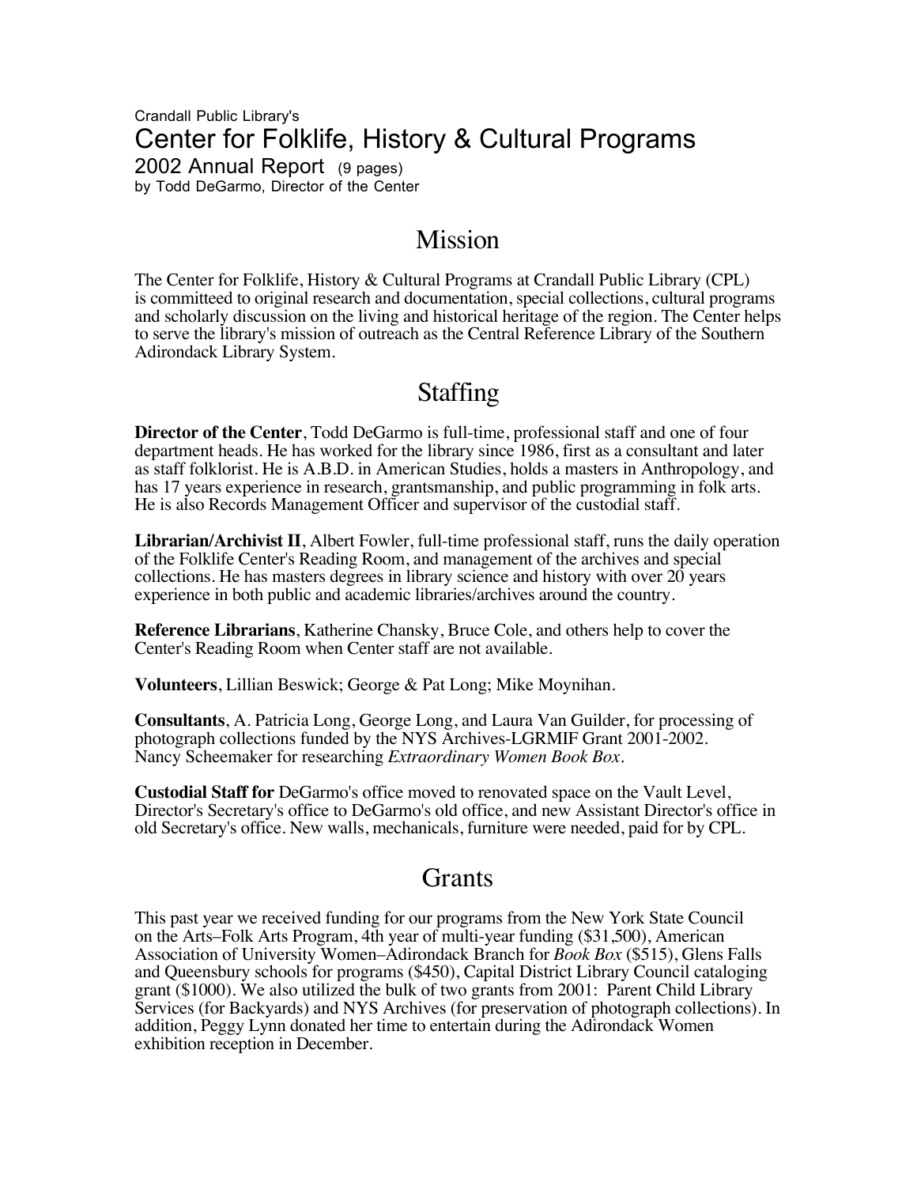Crandall Public Library's

# Center for Folklife, History & Cultural Programs

2002 Annual Report (9 pages)

by Todd DeGarmo, Director of the Center

## Mission

The Center for Folklife, History & Cultural Programs at Crandall Public Library (CPL) is committed to original research and documentation, special collections, cultural programs and scholarly discussion on the living and historical heritage of the region. The Center helps to serve the library's mission of outreach as the Central Reference Library of the Southern Adirondack Library System.

## Staffing

**Director of the Center**, Todd DeGarmo is full-time, professional staff and one of four department heads. He has worked for the library since 1986, first as a consultant and later as staff folklorist. He is A.B.D. in American Studies, holds a masters in Anthropology, and has 17 years experience in research, grantsmanship, and public programming in folk arts. He is also Records Management Officer and supervisor of the custodial staff.

**Librarian/Archivist II**, Albert Fowler, full-time professional staff, runs the daily operation of the Folklife Center's Reading Room, and management of the archives and special collections. He has masters degrees in library science and history with over 20 years experience in both public and academic libraries/archives around the country.

**Reference Librarians**, Katherine Chansky, Bruce Cole, and others help to cover the Center's Reading Room when Center staff are not available.

**Volunteers**, Lillian Beswick; George & Pat Long; Mike Moynihan.

**Consultants**, A. Patricia Long, George Long, and Laura Van Guilder, for processing of photograph collections funded by the NYS Archives-LGRMIF Grant 2001-2002. Nancy Scheemaker for researching *Extraordinary Women Book Box*.

**Custodial Staff for** DeGarmo's office moved to renovated space on the Vault Level, Director's Secretary's office to DeGarmo's old office, and new Assistant Director's office in old Secretary's office. New walls, mechanicals, furniture were needed, paid for by CPL.

## Grants

This past year we received funding for our programs from the New York State Council on the Arts–Folk Arts Program, 4th year of multi-year funding ($31,500), American Association of University Women–Adirondack Branch for *Book Box* ($515), Glens Falls and Queensbury schools for programs ($450), Capital District Library Council cataloging grant ($1000). We also utilized the bulk of two grants from 2001: Parent Child Library Services (for Backyards) and NYS Archives (for preservation of photograph collections). In addition, Peggy Lynn donated her time to entertain during the Adirondack Women exhibition reception in December.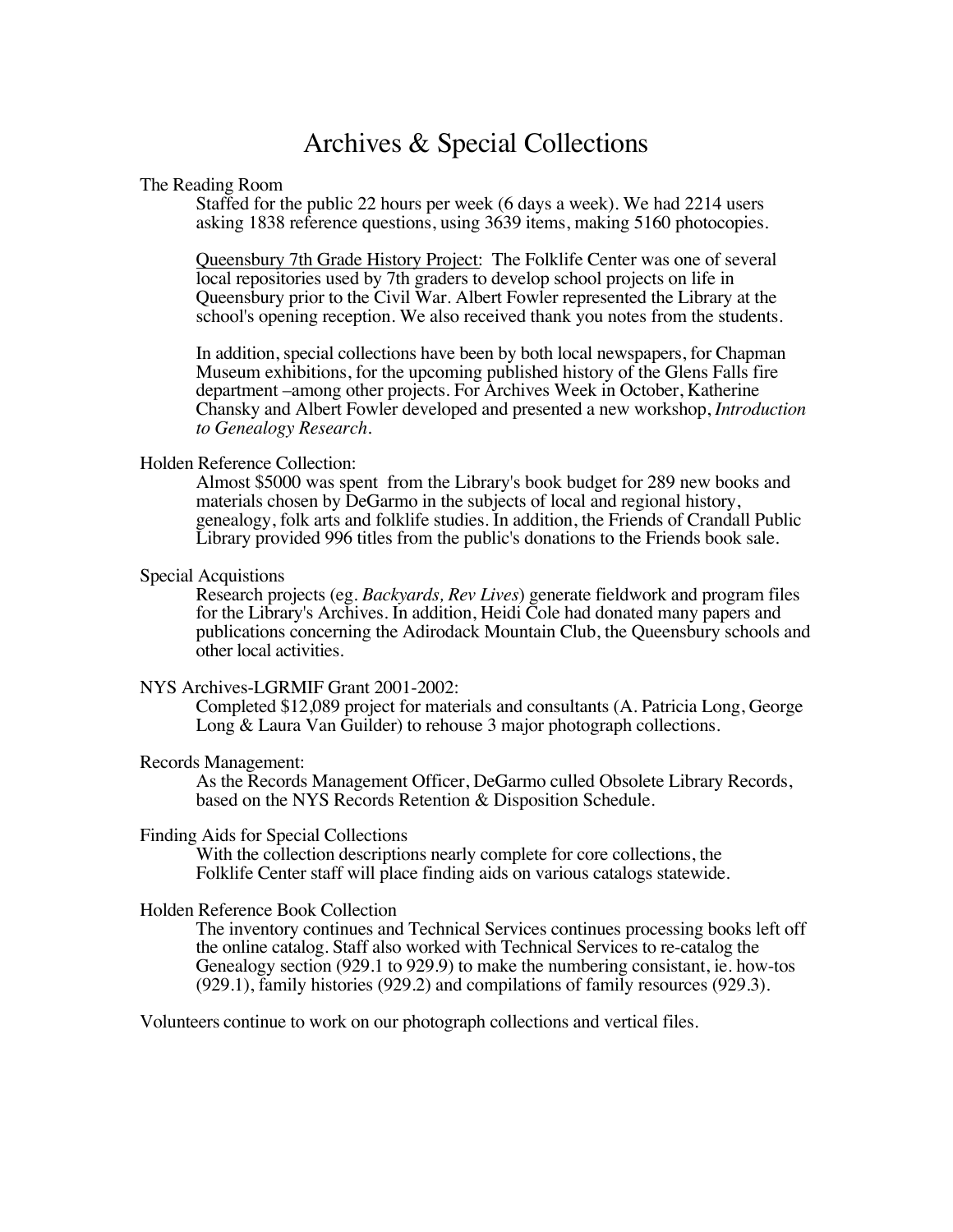# Archives & Special Collections

The Reading Room

Staffed for the public 22 hours per week (6 days a week). We had 2214 users asking 1838 reference questions, using 3639 items, making 5160 photocopies.

Queensbury 7th Grade History Project: The Folklife Center was one of several local repositories used by 7th graders to develop school projects on life in Queensbury prior to the Civil War. Albert Fowler represented the Library at the school's opening reception. We also received thank you notes from the students.

In addition, special collections have been by both local newspapers, for Chapman Museum exhibitions, for the upcoming published history of the Glens Falls fire department –among other projects. For Archives Week in October, Katherine Chansky and Albert Fowler developed and presented a new workshop, *Introduction to Genealogy Research*.

Holden Reference Collection:

Almost $5000 was spent from the Library's book budget for 289 new books and materials chosen by DeGarmo in the subjects of local and regional history, genealogy, folk arts and folklife studies. In addition, the Friends of Crandall Public Library provided 996 titles from the public's donations to the Friends book sale.

Special Acquistions

Research projects (eg. *Backyards, Rev Lives*) generate fieldwork and program files for the Library's Archives. In addition, Heidi Cole had donated many papers and publications concerning the Adirodack Mountain Club, the Queensbury schools and other local activities.

NYS Archives-LGRMIF Grant 2001-2002:

Completed $12,089 project for materials and consultants (A. Patricia Long, George Long & Laura Van Guilder) to rehouse 3 major photograph collections.

Records Management:

As the Records Management Officer, DeGarmo culled Obsolete Library Records, based on the NYS Records Retention & Disposition Schedule.

Finding Aids for Special Collections

With the collection descriptions nearly complete for core collections, the Folklife Center staff will place finding aids on various catalogs statewide.

Holden Reference Book Collection

The inventory continues and Technical Services continues processing books left off the online catalog. Staff also worked with Technical Services to re-catalog the Genealogy section (929.1 to 929.9) to make the numbering consistant, ie. how-tos (929.1), family histories (929.2) and compilations of family resources (929.3).

Volunteers continue to work on our photograph collections and vertical files.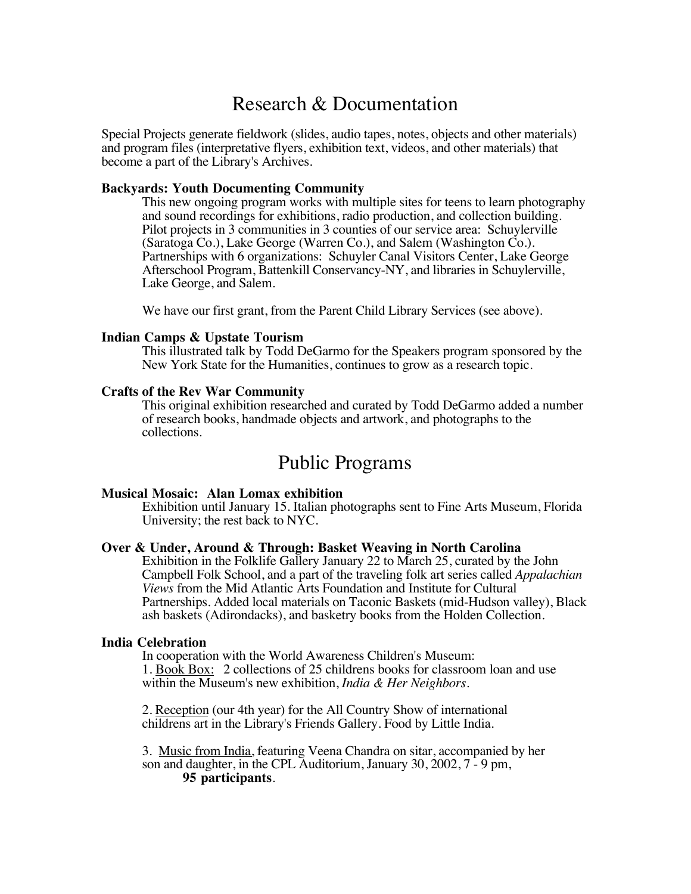# Research & Documentation

Special Projects generate fieldwork (slides, audio tapes, notes, objects and other materials) and program files (interpretative flyers, exhibition text, videos, and other materials) that become a part of the Library's Archives.

**Backyards: Youth Documenting Community**

This new ongoing program works with multiple sites for teens to learn photography and sound recordings for exhibitions, radio production, and collection building. Pilot projects in 3 communities in 3 counties of our service area: Schuylerville (Saratoga Co.), Lake George (Warren Co.), and Salem (Washington Co.). Partnerships with 6 organizations: Schuyler Canal Visitors Center, Lake George Afterschool Program, Battenkill Conservancy-NY, and libraries in Schuylerville, Lake George, and Salem.

We have our first grant, from the Parent Child Library Services (see above).

**Indian Camps & Upstate Tourism**

This illustrated talk by Todd DeGarmo for the Speakers program sponsored by the New York State for the Humanities, continues to grow as a research topic.

**Crafts of the Rev War Community**

This original exhibition researched and curated by Todd DeGarmo added a number of research books, handmade objects and artwork, and photographs to the collections.

# Public Programs

**Musical Mosaic: Alan Lomax exhibition**

Exhibition until January 15. Italian photographs sent to Fine Arts Museum, Florida University; the rest back to NYC.

**Over & Under, Around & Through: Basket Weaving in North Carolina**

Exhibition in the Folklife Gallery January 22 to March 25, curated by the John Campbell Folk School, and a part of the traveling folk art series called *Appalachian Views* from the Mid Atlantic Arts Foundation and Institute for Cultural Partnerships. Added local materials on Taconic Baskets (mid-Hudson valley), Black ash baskets (Adirondacks), and basketry books from the Holden Collection.

**India Celebration**

In cooperation with the World Awareness Children's Museum:

1. <u>Book Box:</u> 2 collections of 25 childrens books for classroom loan and use within the Museum's new exhibition, *India & Her Neighbors*.

2. <u>Reception</u> (our 4th year) for the All Country Show of international childrens art in the Library's Friends Gallery. Food by Little India.

3. <u>Music from India</u>, featuring Veena Chandra on sitar, accompanied by her son and daughter, in the CPL Auditorium, January 30, 2002, 7 - 9 pm, **95 participants**.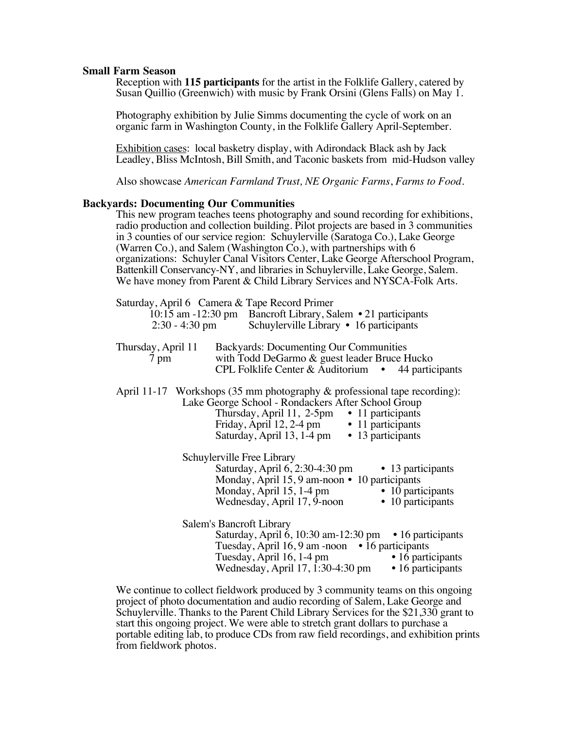**Small Farm Season**

Reception with **115 participants** for the artist in the Folklife Gallery, catered by Susan Quillio (Greenwich) with music by Frank Orsini (Glens Falls) on May 1.

Photography exhibition by Julie Simms documenting the cycle of work on an organic farm in Washington County, in the Folklife Gallery April-September.

<u>Exhibition cases</u>: local basketry display, with Adirondack Black ash by Jack Leadley, Bliss McIntosh, Bill Smith, and Taconic baskets from mid-Hudson valley

Also showcase *American Farmland Trust, NE Organic Farms*, *Farms to Food*.

**Backyards: Documenting Our Communities**

This new program teaches teens photography and sound recording for exhibitions, radio production and collection building. Pilot projects are based in 3 communities in 3 counties of our service region: Schuylerville (Saratoga Co.), Lake George (Warren Co.), and Salem (Washington Co.), with partnerships with 6 organizations: Schuyler Canal Visitors Center, Lake George Afterschool Program, Battenkill Conservancy-NY, and libraries in Schuylerville, Lake George, Salem. We have money from Parent & Child Library Services and NYSCA-Folk Arts.

Saturday, April 6 Camera & Tape Record Primer
10:15 am -12:30 pm Bancroft Library, Salem • 21 participants
2:30 - 4:30 pm Schuylerville Library • 16 participants

Thursday, April 11 Backyards: Documenting Our Communities
7 pm with Todd DeGarmo & guest leader Bruce Hucko
CPL Folklife Center & Auditorium • 44 participants

April 11-17 Workshops (35 mm photography & professional tape recording):

Lake George School - Rondackers After School Group
- Thursday, April 11, 2-5pm • 11 participants
- Friday, April 12, 2-4 pm • 11 participants
- Saturday, April 13, 1-4 pm • 13 participants

Schuylerville Free Library
- Saturday, April 6, 2:30-4:30 pm • 13 participants
- Monday, April 15, 9 am-noon • 10 participants
- Monday, April 15, 1-4 pm • 10 participants
- Wednesday, April 17, 9-noon • 10 participants

Salem's Bancroft Library
- Saturday, April 6, 10:30 am-12:30 pm • 16 participants
- Tuesday, April 16, 9 am -noon • 16 participants
- Tuesday, April 16, 1-4 pm • 16 participants
- Wednesday, April 17, 1:30-4:30 pm • 16 participants

We continue to collect fieldwork produced by 3 community teams on this ongoing project of photo documentation and audio recording of Salem, Lake George and Schuylerville. Thanks to the Parent Child Library Services for the $21,330 grant to start this ongoing project. We were able to stretch grant dollars to purchase a portable editing lab, to produce CDs from raw field recordings, and exhibition prints from fieldwork photos.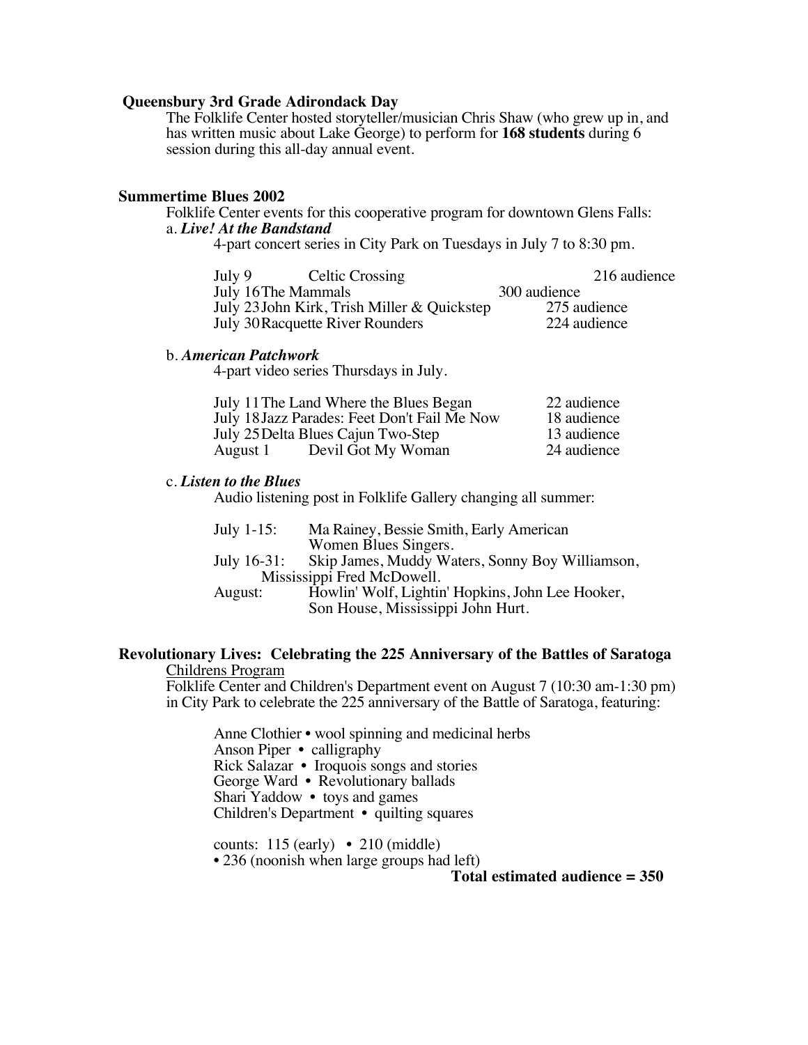**Queensbury 3rd Grade Adirondack Day**

The Folklife Center hosted storyteller/musician Chris Shaw (who grew up in, and has written music about Lake George) to perform for **168 students** during 6 session during this all-day annual event.

**Summertime Blues 2002**

Folklife Center events for this cooperative program for downtown Glens Falls:

a. ***Live! At the Bandstand***

4-part concert series in City Park on Tuesdays in July 7 to 8:30 pm.

| | | |
|---|---|---|
| July 9 | Celtic Crossing | 216 audience |
| July 16 | The Mammals | 300 audience |
| July 23 | John Kirk, Trish Miller & Quickstep | 275 audience |
| July 30 | Racquette River Rounders | 224 audience |

b. ***American Patchwork***

4-part video series Thursdays in July.

| | | |
|---|---|---|
| July 11 | The Land Where the Blues Began | 22 audience |
| July 18 | Jazz Parades: Feet Don't Fail Me Now | 18 audience |
| July 25 | Delta Blues Cajun Two-Step | 13 audience |
| August 1 | Devil Got My Woman | 24 audience |

c. ***Listen to the Blues***

Audio listening post in Folklife Gallery changing all summer:

| | |
|---|---|
| July 1-15: | Ma Rainey, Bessie Smith, Early American Women Blues Singers. |
| July 16-31: | Skip James, Muddy Waters, Sonny Boy Williamson, Mississippi Fred McDowell. |
| August: | Howlin' Wolf, Lightin' Hopkins, John Lee Hooker, Son House, Mississippi John Hurt. |

**Revolutionary Lives: Celebrating the 225 Anniversary of the Battles of Saratoga**

Childrens Program

Folklife Center and Children's Department event on August 7 (10:30 am-1:30 pm) in City Park to celebrate the 225 anniversary of the Battle of Saratoga, featuring:

Anne Clothier • wool spinning and medicinal herbs
Anson Piper • calligraphy
Rick Salazar • Iroquois songs and stories
George Ward • Revolutionary ballads
Shari Yaddow • toys and games
Children's Department • quilting squares

counts: 115 (early) • 210 (middle)
• 236 (noonish when large groups had left)

**Total estimated audience = 350**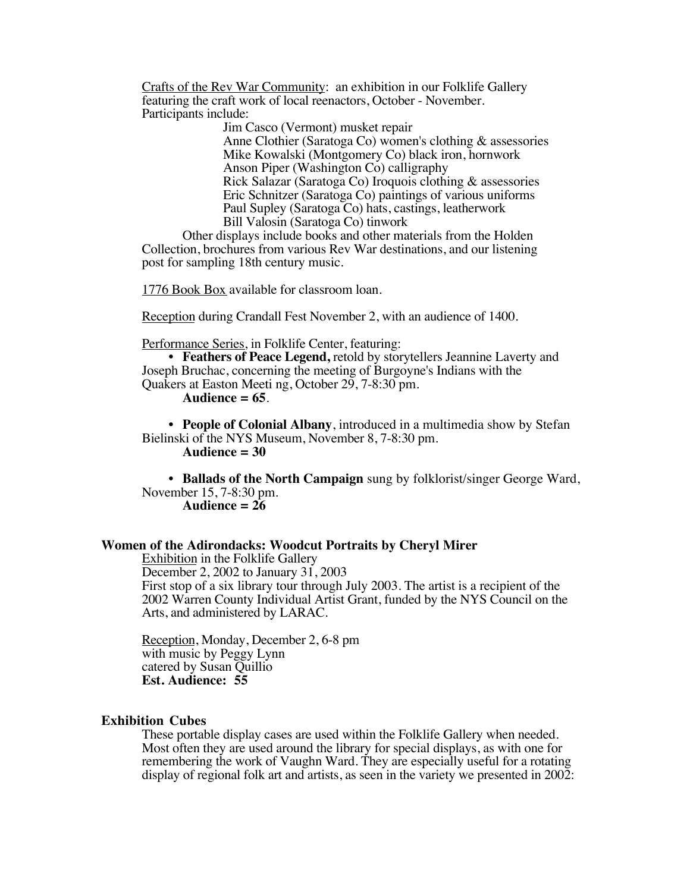<u>Crafts of the Rev War Community</u>: an exhibition in our Folklife Gallery featuring the craft work of local reenactors, October - November. Participants include:

Jim Casco (Vermont) musket repair
Anne Clothier (Saratoga Co) women's clothing & assessories
Mike Kowalski (Montgomery Co) black iron, hornwork
Anson Piper (Washington Co) calligraphy
Rick Salazar (Saratoga Co) Iroquois clothing & assessories
Eric Schnitzer (Saratoga Co) paintings of various uniforms
Paul Supley (Saratoga Co) hats, castings, leatherwork
Bill Valosin (Saratoga Co) tinwork

Other displays include books and other materials from the Holden Collection, brochures from various Rev War destinations, and our listening post for sampling 18th century music.

<u>1776 Book Box</u> available for classroom loan.

<u>Reception</u> during Crandall Fest November 2, with an audience of 1400.

<u>Performance Series</u>, in Folklife Center, featuring:

- **Feathers of Peace Legend,** retold by storytellers Jeannine Laverty and Joseph Bruchac, concerning the meeting of Burgoyne's Indians with the Quakers at Easton Meeti ng, October 29, 7-8:30 pm.
  **Audience = 65**.

- **People of Colonial Albany**, introduced in a multimedia show by Stefan Bielinski of the NYS Museum, November 8, 7-8:30 pm.
  **Audience = 30**

- **Ballads of the North Campaign** sung by folklorist/singer George Ward, November 15, 7-8:30 pm.
  **Audience = 26**

**Women of the Adirondacks: Woodcut Portraits by Cheryl Mirer**

<u>Exhibition</u> in the Folklife Gallery
December 2, 2002 to January 31, 2003
First stop of a six library tour through July 2003. The artist is a recipient of the 2002 Warren County Individual Artist Grant, funded by the NYS Council on the Arts, and administered by LARAC.

<u>Reception</u>, Monday, December 2, 6-8 pm
with music by Peggy Lynn
catered by Susan Quillio
**Est. Audience: 55**

**Exhibition Cubes**

These portable display cases are used within the Folklife Gallery when needed. Most often they are used around the library for special displays, as with one for remembering the work of Vaughn Ward. They are especially useful for a rotating display of regional folk art and artists, as seen in the variety we presented in 2002: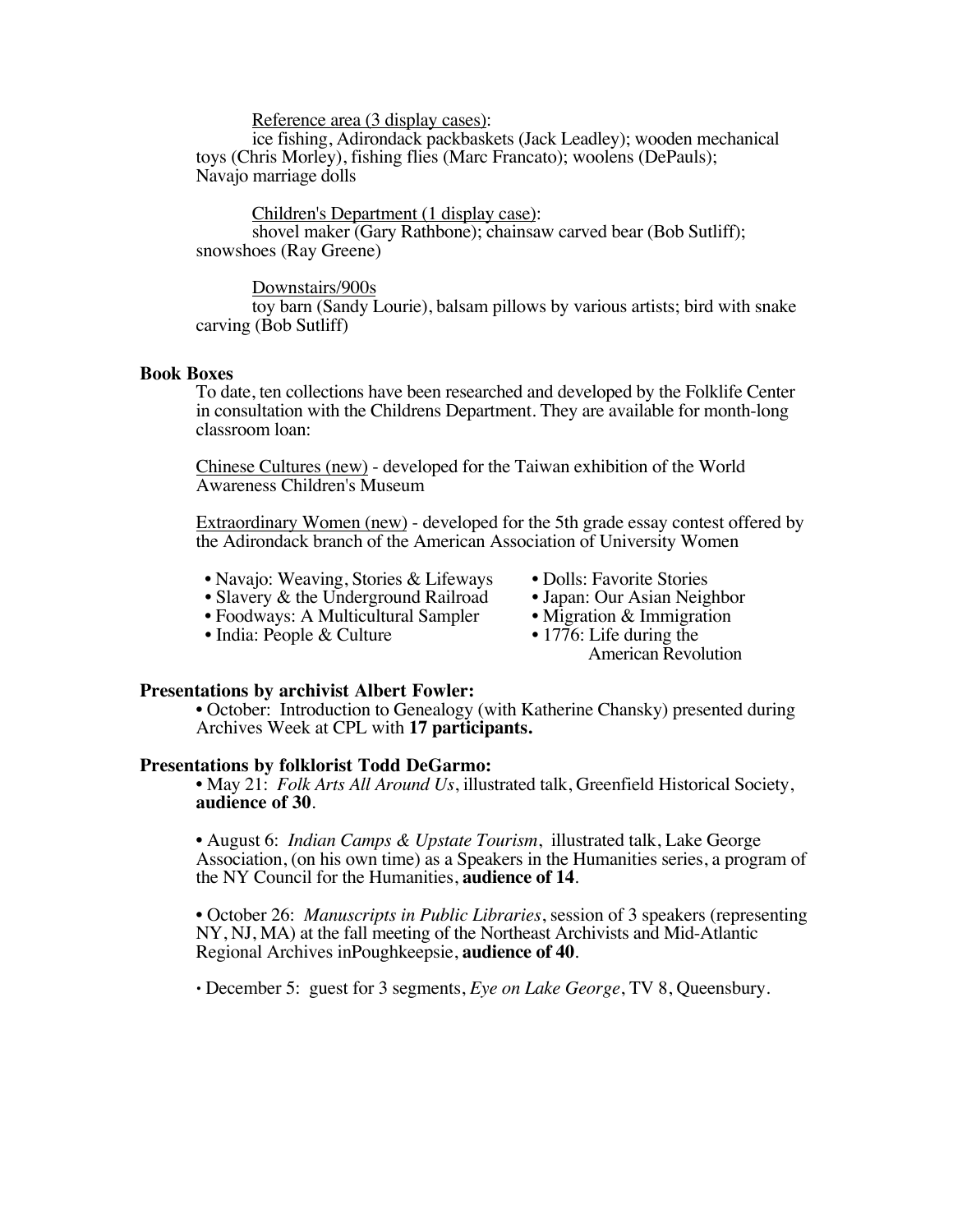Reference area (3 display cases):

ice fishing, Adirondack packbaskets (Jack Leadley); wooden mechanical toys (Chris Morley), fishing flies (Marc Francato); woolens (DePauls); Navajo marriage dolls

Children's Department (1 display case):

shovel maker (Gary Rathbone); chainsaw carved bear (Bob Sutliff); snowshoes (Ray Greene)

Downstairs/900s

toy barn (Sandy Lourie), balsam pillows by various artists; bird with snake carving (Bob Sutliff)

**Book Boxes**

To date, ten collections have been researched and developed by the Folklife Center in consultation with the Childrens Department. They are available for month-long classroom loan:

Chinese Cultures (new) - developed for the Taiwan exhibition of the World Awareness Children's Museum

Extraordinary Women (new) - developed for the 5th grade essay contest offered by the Adirondack branch of the American Association of University Women

- Navajo: Weaving, Stories & Lifeways
- Slavery & the Underground Railroad
- Foodways: A Multicultural Sampler
- India: People & Culture
- Dolls: Favorite Stories
- Japan: Our Asian Neighbor
- Migration & Immigration
- 1776: Life during the American Revolution

**Presentations by archivist Albert Fowler:**

- October: Introduction to Genealogy (with Katherine Chansky) presented during Archives Week at CPL with **17 participants.**

**Presentations by folklorist Todd DeGarmo:**

- May 21: *Folk Arts All Around Us*, illustrated talk, Greenfield Historical Society, **audience of 30**.

- August 6: *Indian Camps & Upstate Tourism*, illustrated talk, Lake George Association, (on his own time) as a Speakers in the Humanities series, a program of the NY Council for the Humanities, **audience of 14**.

- October 26: *Manuscripts in Public Libraries*, session of 3 speakers (representing NY, NJ, MA) at the fall meeting of the Northeast Archivists and Mid-Atlantic Regional Archives inPoughkeepsie, **audience of 40**.

- December 5: guest for 3 segments, *Eye on Lake George*, TV 8, Queensbury.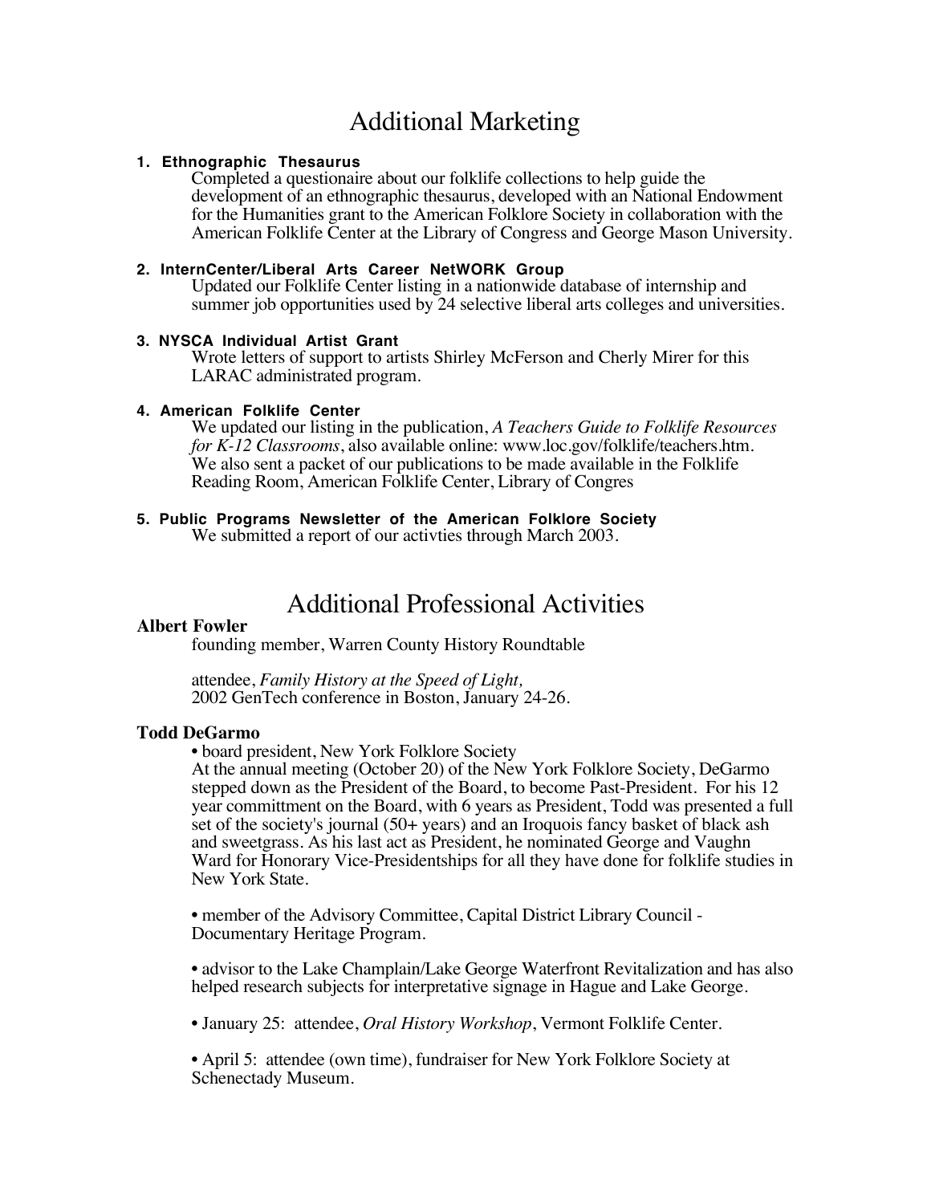# Additional Marketing

**1. Ethnographic Thesaurus**

Completed a questionaire about our folklife collections to help guide the development of an ethnographic thesaurus, developed with an National Endowment for the Humanities grant to the American Folklore Society in collaboration with the American Folklife Center at the Library of Congress and George Mason University.

**2. InternCenter/Liberal Arts Career NetWORK Group**

Updated our Folklife Center listing in a nationwide database of internship and summer job opportunities used by 24 selective liberal arts colleges and universities.

**3. NYSCA Individual Artist Grant**

Wrote letters of support to artists Shirley McFerson and Cherly Mirer for this LARAC administrated program.

**4. American Folklife Center**

We updated our listing in the publication, *A Teachers Guide to Folklife Resources for K-12 Classrooms*, also available online: www.loc.gov/folklife/teachers.htm. We also sent a packet of our publications to be made available in the Folklife Reading Room, American Folklife Center, Library of Congres

**5. Public Programs Newsletter of the American Folklore Society**

We submitted a report of our activties through March 2003.

# Additional Professional Activities

**Albert Fowler**

founding member, Warren County History Roundtable

attendee, *Family History at the Speed of Light,* 2002 GenTech conference in Boston, January 24-26.

**Todd DeGarmo**

• board president, New York Folklore Society
At the annual meeting (October 20) of the New York Folklore Society, DeGarmo stepped down as the President of the Board, to become Past-President. For his 12 year committment on the Board, with 6 years as President, Todd was presented a full set of the society's journal (50+ years) and an Iroquois fancy basket of black ash and sweetgrass. As his last act as President, he nominated George and Vaughn Ward for Honorary Vice-Presidentships for all they have done for folklife studies in New York State.

• member of the Advisory Committee, Capital District Library Council - Documentary Heritage Program.

• advisor to the Lake Champlain/Lake George Waterfront Revitalization and has also helped research subjects for interpretative signage in Hague and Lake George.

• January 25: attendee, *Oral History Workshop*, Vermont Folklife Center.

• April 5: attendee (own time), fundraiser for New York Folklore Society at Schenectady Museum.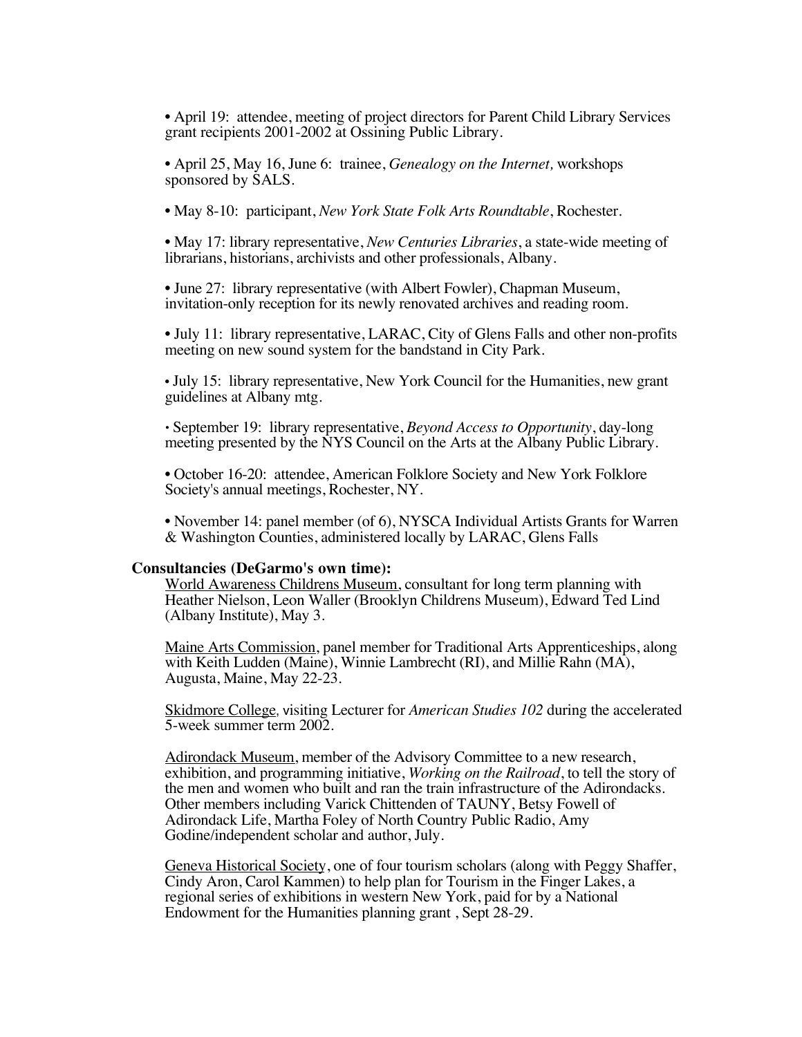• April 19: attendee, meeting of project directors for Parent Child Library Services grant recipients 2001-2002 at Ossining Public Library.

• April 25, May 16, June 6: trainee, *Genealogy on the Internet,* workshops sponsored by SALS.

• May 8-10: participant, *New York State Folk Arts Roundtable*, Rochester.

• May 17: library representative, *New Centuries Libraries*, a state-wide meeting of librarians, historians, archivists and other professionals, Albany.

• June 27: library representative (with Albert Fowler), Chapman Museum, invitation-only reception for its newly renovated archives and reading room.

• July 11: library representative, LARAC, City of Glens Falls and other non-profits meeting on new sound system for the bandstand in City Park.

• July 15: library representative, New York Council for the Humanities, new grant guidelines at Albany mtg.

• September 19: library representative, *Beyond Access to Opportunity*, day-long meeting presented by the NYS Council on the Arts at the Albany Public Library.

• October 16-20: attendee, American Folklore Society and New York Folklore Society's annual meetings, Rochester, NY.

• November 14: panel member (of 6), NYSCA Individual Artists Grants for Warren & Washington Counties, administered locally by LARAC, Glens Falls

**Consultancies (DeGarmo's own time):**

<u>World Awareness Childrens Museum</u>, consultant for long term planning with Heather Nielson, Leon Waller (Brooklyn Childrens Museum), Edward Ted Lind (Albany Institute), May 3.

<u>Maine Arts Commission</u>, panel member for Traditional Arts Apprenticeships, along with Keith Ludden (Maine), Winnie Lambrecht (RI), and Millie Rahn (MA), Augusta, Maine, May 22-23.

<u>Skidmore College</u>, visiting Lecturer for *American Studies 102* during the accelerated 5-week summer term 2002.

<u>Adirondack Museum</u>, member of the Advisory Committee to a new research, exhibition, and programming initiative, *Working on the Railroad*, to tell the story of the men and women who built and ran the train infrastructure of the Adirondacks. Other members including Varick Chittenden of TAUNY, Betsy Fowell of Adirondack Life, Martha Foley of North Country Public Radio, Amy Godine/independent scholar and author, July.

<u>Geneva Historical Society</u>, one of four tourism scholars (along with Peggy Shaffer, Cindy Aron, Carol Kammen) to help plan for Tourism in the Finger Lakes, a regional series of exhibitions in western New York, paid for by a National Endowment for the Humanities planning grant , Sept 28-29.